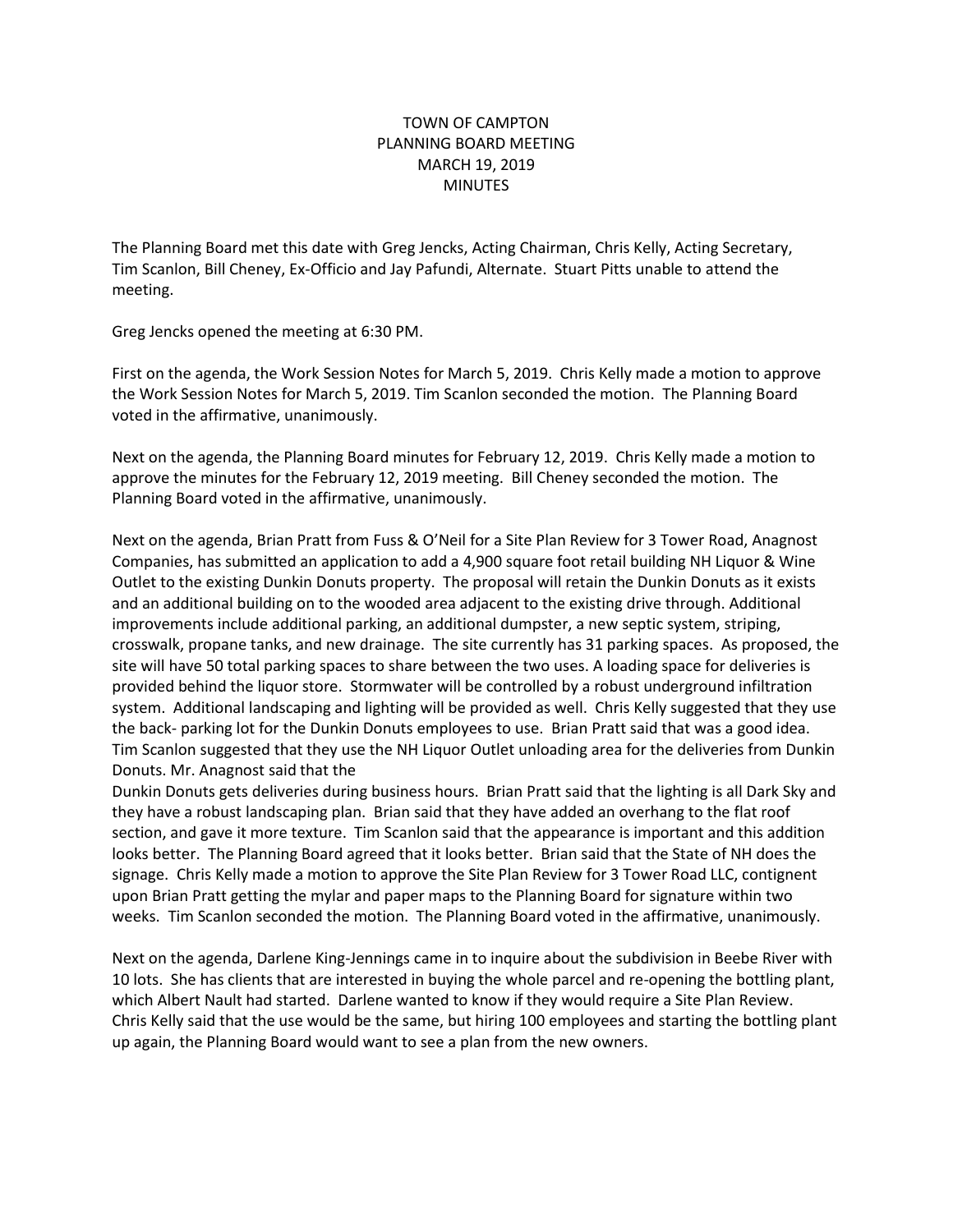# TOWN OF CAMPTON
## PLANNING BOARD MEETING
## MARCH 19, 2019
## MINUTES

The Planning Board met this date with Greg Jencks, Acting Chairman, Chris Kelly, Acting Secretary, Tim Scanlon, Bill Cheney, Ex-Officio and Jay Pafundi, Alternate. Stuart Pitts unable to attend the meeting.

Greg Jencks opened the meeting at 6:30 PM.

First on the agenda, the Work Session Notes for March 5, 2019. Chris Kelly made a motion to approve the Work Session Notes for March 5, 2019. Tim Scanlon seconded the motion. The Planning Board voted in the affirmative, unanimously.

Next on the agenda, the Planning Board minutes for February 12, 2019. Chris Kelly made a motion to approve the minutes for the February 12, 2019 meeting. Bill Cheney seconded the motion. The Planning Board voted in the affirmative, unanimously.

Next on the agenda, Brian Pratt from Fuss & O'Neil for a Site Plan Review for 3 Tower Road, Anagnost Companies, has submitted an application to add a 4,900 square foot retail building NH Liquor & Wine Outlet to the existing Dunkin Donuts property. The proposal will retain the Dunkin Donuts as it exists and an additional building on to the wooded area adjacent to the existing drive through. Additional improvements include additional parking, an additional dumpster, a new septic system, striping, crosswalk, propane tanks, and new drainage. The site currently has 31 parking spaces. As proposed, the site will have 50 total parking spaces to share between the two uses. A loading space for deliveries is provided behind the liquor store. Stormwater will be controlled by a robust underground infiltration system. Additional landscaping and lighting will be provided as well. Chris Kelly suggested that they use the back- parking lot for the Dunkin Donuts employees to use. Brian Pratt said that was a good idea. Tim Scanlon suggested that they use the NH Liquor Outlet unloading area for the deliveries from Dunkin Donuts. Mr. Anagnost said that the
Dunkin Donuts gets deliveries during business hours. Brian Pratt said that the lighting is all Dark Sky and they have a robust landscaping plan. Brian said that they have added an overhang to the flat roof section, and gave it more texture. Tim Scanlon said that the appearance is important and this addition looks better. The Planning Board agreed that it looks better. Brian said that the State of NH does the signage. Chris Kelly made a motion to approve the Site Plan Review for 3 Tower Road LLC, contignent upon Brian Pratt getting the mylar and paper maps to the Planning Board for signature within two weeks. Tim Scanlon seconded the motion. The Planning Board voted in the affirmative, unanimously.

Next on the agenda, Darlene King-Jennings came in to inquire about the subdivision in Beebe River with 10 lots. She has clients that are interested in buying the whole parcel and re-opening the bottling plant, which Albert Nault had started. Darlene wanted to know if they would require a Site Plan Review. Chris Kelly said that the use would be the same, but hiring 100 employees and starting the bottling plant up again, the Planning Board would want to see a plan from the new owners.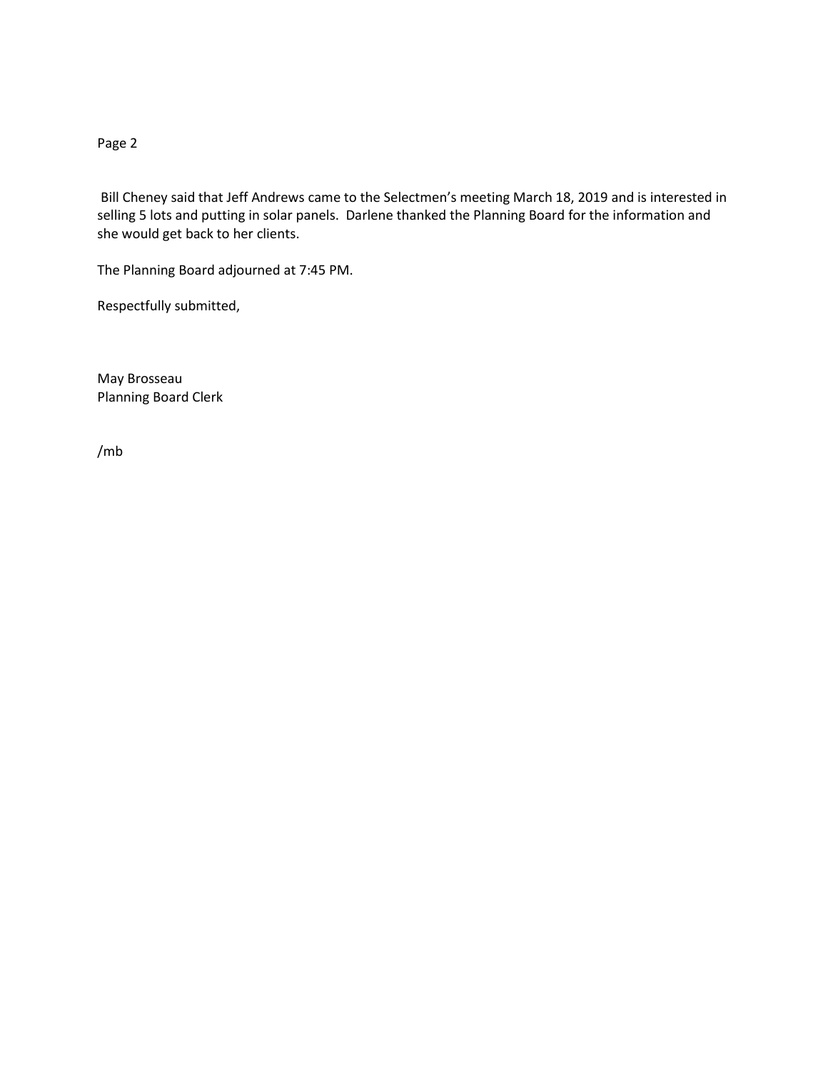Bill Cheney said that Jeff Andrews came to the Selectmen's meeting March 18, 2019 and is interested in selling 5 lots and putting in solar panels. Darlene thanked the Planning Board for the information and she would get back to her clients.

The Planning Board adjourned at 7:45 PM.

Respectfully submitted,

May Brosseau
Planning Board Clerk

/mb